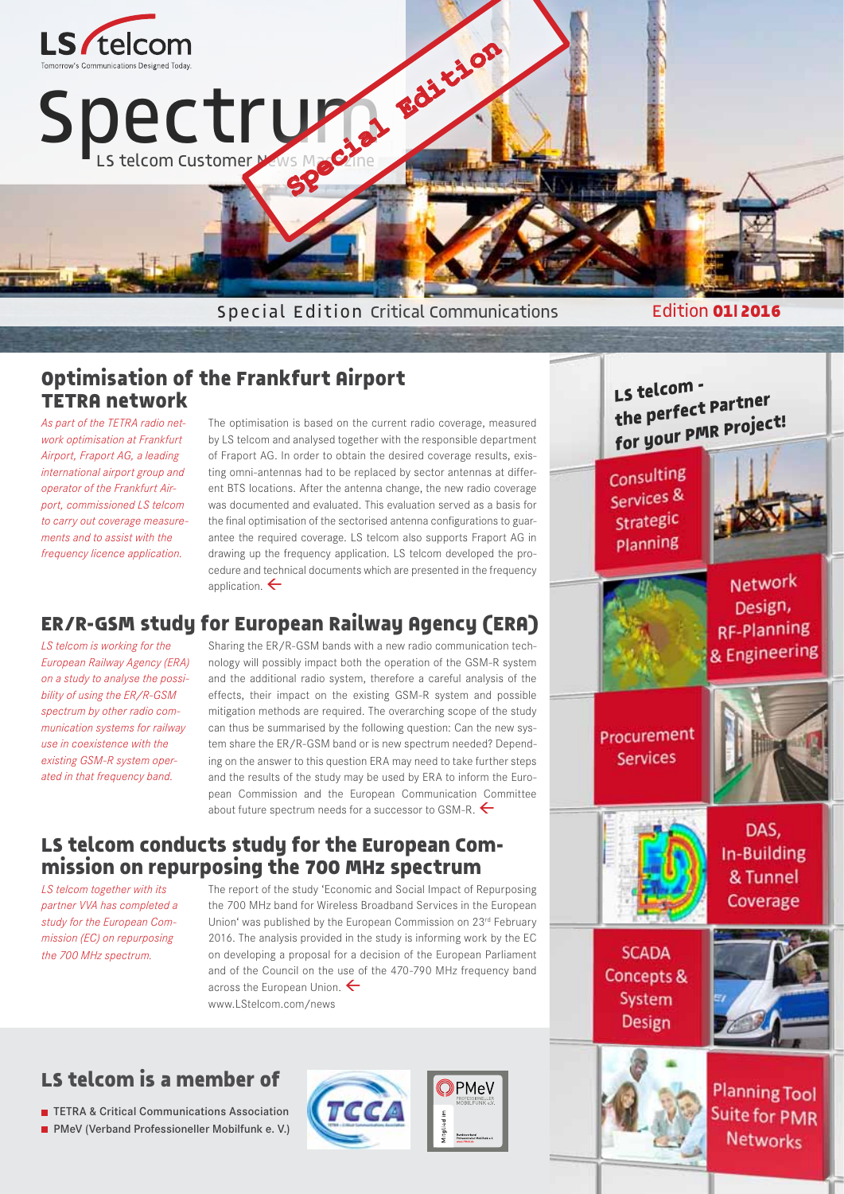LS telcom

Tomorrow's Communications Designed Today.

# Spectrum

LS telcom Customer News Magazine

Special Edition

Special Edition Critical Communications

Edition **01 | 2016**

## Optimisation of the Frankfurt Airport TETRA network

*As part of the TETRA radio network optimisation at Frankfurt Airport, Fraport AG, a leading international airport group and operator of the Frankfurt Airport, commissioned LS telcom to carry out coverage measurements and to assist with the frequency licence application.*

The optimisation is based on the current radio coverage, measured by LS telcom and analysed together with the responsible department of Fraport AG. In order to obtain the desired coverage results, existing omni-antennas had to be replaced by sector antennas at different BTS locations. After the antenna change, the new radio coverage was documented and evaluated. This evaluation served as a basis for the final optimisation of the sectorised antenna configurations to guarantee the required coverage. LS telcom also supports Fraport AG in drawing up the frequency application. LS telcom developed the procedure and technical documents which are presented in the frequency application. ←

## ER/R-GSM study for European Railway Agency (ERA)

*LS telcom is working for the European Railway Agency (ERA) on a study to analyse the possibility of using the ER/R-GSM spectrum by other radio communication systems for railway use in coexistence with the existing GSM-R system operated in that frequency band.*

Sharing the ER/R-GSM bands with a new radio communication technology will possibly impact both the operation of the GSM-R system and the additional radio system, therefore a careful analysis of the effects, their impact on the existing GSM-R system and possible mitigation methods are required. The overarching scope of the study can thus be summarised by the following question: Can the new system share the ER/R-GSM band or is new spectrum needed? Depending on the answer to this question ERA may need to take further steps and the results of the study may be used by ERA to inform the European Commission and the European Communication Committee about future spectrum needs for a successor to GSM-R. ←

## LS telcom conducts study for the European Commission on repurposing the 700 MHz spectrum

*LS telcom together with its partner VVA has completed a study for the European Commission (EC) on repurposing the 700 MHz spectrum.*

The report of the study 'Economic and Social Impact of Repurposing the 700 MHz band for Wireless Broadband Services in the European Union' was published by the European Commission on 23rd February 2016. The analysis provided in the study is informing work by the EC on developing a proposal for a decision of the European Parliament and of the Council on the use of the 470-790 MHz frequency band across the European Union. ←

www.LStelcom.com/news

## LS telcom is a member of

- TETRA & Critical Communications Association
- PMeV (Verband Professioneller Mobilfunk e. V.)

## LS telcom - the perfect partner for your PMR project!

- Consulting Services & Strategic Planning
- Network Design, RF-Planning & Engineering
- Procurement Services
- DAS, In-Building & Tunnel Coverage
- SCADA Concepts & System Design
- Planning Tool Suite for PMR Networks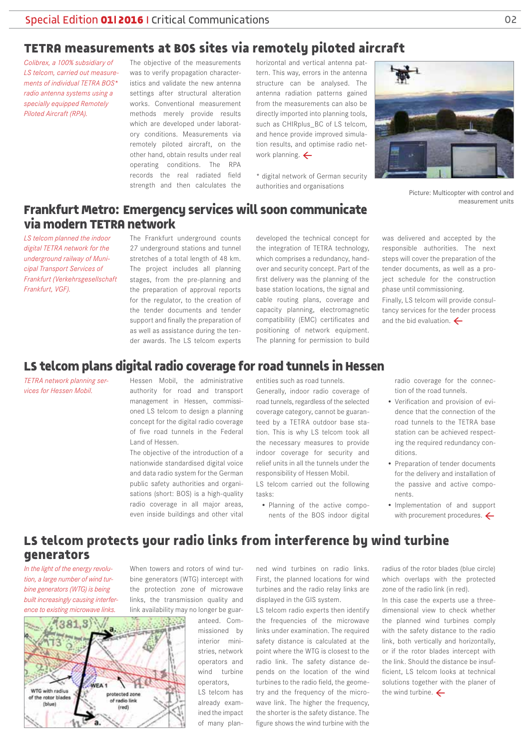## TETRA measurements at BOS sites via remotely piloted aircraft

*Colibrex, a 100% subsidiary of LS telcom, carried out measurements of individual TETRA BOS* radio antenna systems using a specially equipped Remotely Piloted Aircraft (RPA).*

The objective of the measurements was to verify propagation characteristics and validate the new antenna settings after structural alteration works. Conventional measurement methods merely provide results which are developed under laboratory conditions. Measurements via remotely piloted aircraft, on the other hand, obtain results under real operating conditions. The RPA records the real radiated field strength and then calculates the horizontal and vertical antenna pattern. This way, errors in the antenna structure can be analysed. The antenna radiation patterns gained from the measurements can also be directly imported into planning tools, such as CHIRplus_BC of LS telcom, and hence provide improved simulation results, and optimise radio network planning.

\* digital network of German security authorities and organisations

Picture: Multicopter with control and measurement units

## Frankfurt Metro: Emergency services will soon communicate via modern TETRA network

*LS telcom planned the indoor digital TETRA network for the underground railway of Municipal Transport Services of Frankfurt (Verkehrsgesellschaft Frankfurt, VGF).*

The Frankfurt underground counts 27 underground stations and tunnel stretches of a total length of 48 km. The project includes all planning stages, from the pre-planning and the preparation of approval reports for the regulator, to the creation of the tender documents and tender support and finally the preparation of as well as assistance during the tender awards. The LS telcom experts developed the technical concept for the integration of TETRA technology, which comprises a redundancy, handover and security concept. Part of the first delivery was the planning of the base station locations, the signal and cable routing plans, coverage and capacity planning, electromagnetic compatibility (EMC) certificates and positioning of network equipment. The planning for permission to build was delivered and accepted by the responsible authorities. The next steps will cover the preparation of the tender documents, as well as a project schedule for the construction phase until commissioning.

Finally, LS telcom will provide consultancy services for the tender process and the bid evaluation.

## LS telcom plans digital radio coverage for road tunnels in Hessen

*TETRA network planning services for Hessen Mobil.*

Hessen Mobil, the administrative authority for road and transport management in Hessen, commissioned LS telcom to design a planning concept for the digital radio coverage of five road tunnels in the Federal Land of Hessen.

The objective of the introduction of a nationwide standardised digital voice and data radio system for the German public safety authorities and organisations (short: BOS) is a high-quality radio coverage in all major areas, even inside buildings and other vital entities such as road tunnels.

Generally, indoor radio coverage of road tunnels, regardless of the selected coverage category, cannot be guaranteed by a TETRA outdoor base station. This is why LS telcom took all the necessary measures to provide indoor coverage for security and relief units in all the tunnels under the responsibility of Hessen Mobil.

LS telcom carried out the following tasks:

- Planning of the active components of the BOS indoor digital radio coverage for the connection of the road tunnels.
- Verification and provision of evidence that the connection of the road tunnels to the TETRA base station can be achieved respecting the required redundancy conditions.
- Preparation of tender documents for the delivery and installation of the passive and active components.
- Implementation of and support with procurement procedures.

## LS telcom protects your radio links from interference by wind turbine generators

*In the light of the energy revolution, a large number of wind turbine generators (WTG) is being built increasingly causing interference to existing microwave links.*

When towers and rotors of wind turbine generators (WTG) intercept with the protection zone of microwave links, the transmission quality and link availability may no longer be guaranteed. Commissioned by interior ministries, network operators and wind turbine operators, LS telcom has already examined the impact of many planned wind turbines on radio links. First, the planned locations for wind turbines and the radio relay links are displayed in the GIS system.

LS telcom radio experts then identify the frequencies of the microwave links under examination. The required safety distance is calculated at the point where the WTG is closest to the radio link. The safety distance depends on the location of the wind turbines to the radio field, the geometry and the frequency of the microwave link. The higher the frequency, the shorter is the safety distance. The figure shows the wind turbine with the radius of the rotor blades (blue circle) which overlaps with the protected zone of the radio link (in red).

In this case the experts use a three-dimensional view to check whether the planned wind turbines comply with the safety distance to the radio link, both vertically and horizontally, or if the rotor blades intercept with the link. Should the distance be insufficient, LS telcom looks at technical solutions together with the planer of the wind turbine.

WTG with radius of the rotor blades (blue)

protected zone of radio link (red)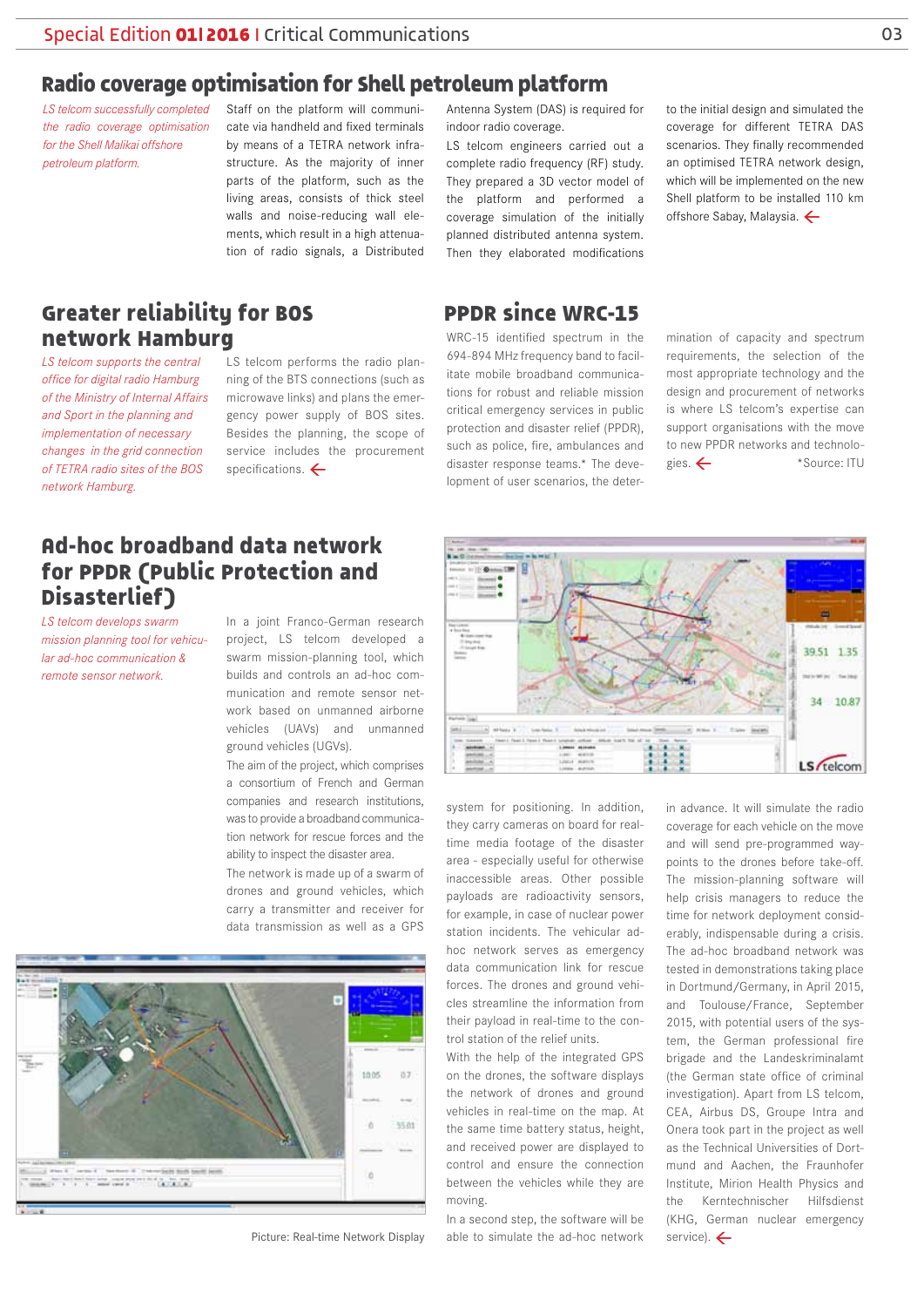## Radio coverage optimisation for Shell petroleum platform

*LS telcom successfully completed the radio coverage optimisation for the Shell Malikai offshore petroleum platform.*

Staff on the platform will communicate via handheld and fixed terminals by means of a TETRA network infrastructure. As the majority of inner parts of the platform, such as the living areas, consists of thick steel walls and noise-reducing wall elements, which result in a high attenuation of radio signals, a Distributed Antenna System (DAS) is required for indoor radio coverage.

LS telcom engineers carried out a complete radio frequency (RF) study. They prepared a 3D vector model of the platform and performed a coverage simulation of the initially planned distributed antenna system. Then they elaborated modifications to the initial design and simulated the coverage for different TETRA DAS scenarios. They finally recommended an optimised TETRA network design, which will be implemented on the new Shell platform to be installed 110 km offshore Sabay, Malaysia.

## Greater reliability for BOS network Hamburg

*LS telcom supports the central office for digital radio Hamburg of the Ministry of Internal Affairs and Sport in the planning and implementation of necessary changes in the grid connection of TETRA radio sites of the BOS network Hamburg.*

LS telcom performs the radio planning of the BTS connections (such as microwave links) and plans the emergency power supply of BOS sites. Besides the planning, the scope of service includes the procurement specifications.

## PPDR since WRC-15

WRC-15 identified spectrum in the 694-894 MHz frequency band to facilitate mobile broadband communications for robust and reliable mission critical emergency services in public protection and disaster relief (PPDR), such as police, fire, ambulances and disaster response teams.* The development of user scenarios, the determination of capacity and spectrum requirements, the selection of the most appropriate technology and the design and procurement of networks is where LS telcom's expertise can support organisations with the move to new PPDR networks and technologies.

*Source: ITU

## Ad-hoc broadband data network for PPDR (Public Protection and Disasterlief)

*LS telcom develops swarm mission planning tool for vehicular ad-hoc communication & remote sensor network.*

In a joint Franco-German research project, LS telcom developed a swarm mission-planning tool, which builds and controls an ad-hoc communication and remote sensor network based on unmanned airborne vehicles (UAVs) and unmanned ground vehicles (UGVs).

The aim of the project, which comprises a consortium of French and German companies and research institutions, was to provide a broadband communication network for rescue forces and the ability to inspect the disaster area.

The network is made up of a swarm of drones and ground vehicles, which carry a transmitter and receiver for data transmission as well as a GPS system for positioning. In addition, they carry cameras on board for real-time media footage of the disaster area - especially useful for otherwise inaccessible areas. Other possible payloads are radioactivity sensors, for example, in case of nuclear power station incidents. The vehicular ad-hoc network serves as emergency data communication link for rescue forces. The drones and ground vehicles streamline the information from their payload in real-time to the control station of the relief units.

With the help of the integrated GPS on the drones, the software displays the network of drones and ground vehicles in real-time on the map. At the same time battery status, height, and received power are displayed to control and ensure the connection between the vehicles while they are moving.

In a second step, the software will be able to simulate the ad-hoc network in advance. It will simulate the radio coverage for each vehicle on the move and will send pre-programmed waypoints to the drones before take-off. The mission-planning software will help crisis managers to reduce the time for network deployment considerably, indispensable during a crisis. The ad-hoc broadband network was tested in demonstrations taking place in Dortmund/Germany, in April 2015, and Toulouse/France, September 2015, with potential users of the system, the German professional fire brigade and the Landeskriminalamt (the German state office of criminal investigation). Apart from LS telcom, CEA, Airbus DS, Groupe Intra and Onera took part in the project as well as the Technical Universities of Dortmund and Aachen, the Fraunhofer Institute, Mirion Health Physics and the Kerntechnischer Hilfsdienst (KHG, German nuclear emergency service).

Picture: Real-time Network Display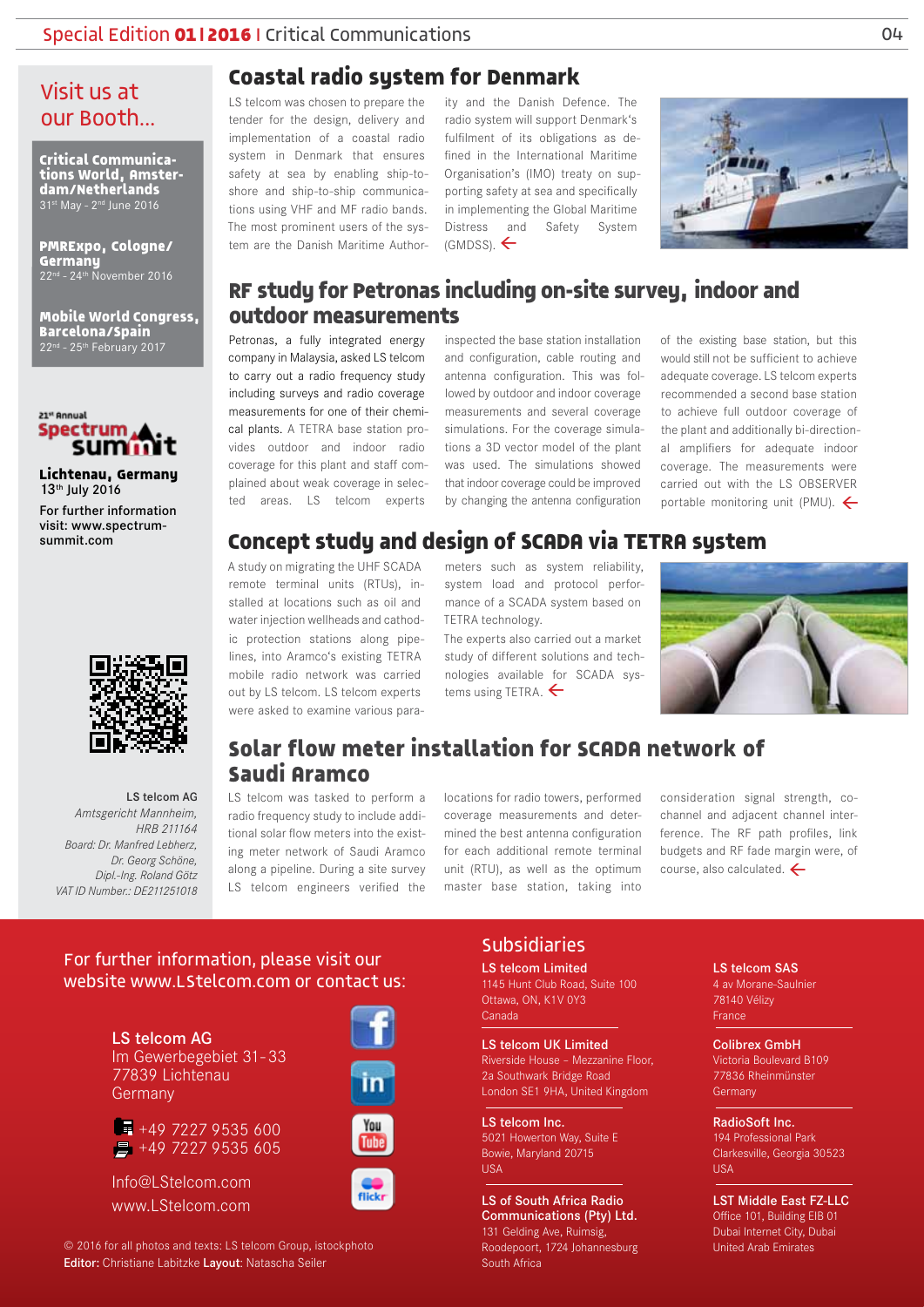# Coastal radio system for Denmark

LS telcom was chosen to prepare the tender for the design, delivery and implementation of a coastal radio system in Denmark that ensures safety at sea by enabling ship-to-shore and ship-to-ship communications using VHF and MF radio bands. The most prominent users of the system are the Danish Maritime Authority and the Danish Defence. The radio system will support Denmark's fulfilment of its obligations as defined in the International Maritime Organisation's (IMO) treaty on supporting safety at sea and specifically in implementing the Global Maritime Distress and Safety System (GMDSS).

# RF study for Petronas including on-site survey, indoor and outdoor measurements

Petronas, a fully integrated energy company in Malaysia, asked LS telcom to carry out a radio frequency study including surveys and radio coverage measurements for one of their chemical plants. A TETRA base station provides outdoor and indoor radio coverage for this plant and staff complained about weak coverage in selected areas. LS telcom experts inspected the base station installation and configuration, cable routing and antenna configuration. This was followed by outdoor and indoor coverage measurements and several coverage simulations. For the coverage simulations a 3D vector model of the plant was used. The simulations showed that indoor coverage could be improved by changing the antenna configuration of the existing base station, but this would still not be sufficient to achieve adequate coverage. LS telcom experts recommended a second base station to achieve full outdoor coverage of the plant and additionally bi-directional amplifiers for adequate indoor coverage. The measurements were carried out with the LS OBSERVER portable monitoring unit (PMU).

# Concept study and design of SCADA via TETRA system

A study on migrating the UHF SCADA remote terminal units (RTUs), installed at locations such as oil and water injection wellheads and cathodic protection stations along pipelines, into Aramco's existing TETRA mobile radio network was carried out by LS telcom. LS telcom experts were asked to examine various parameters such as system reliability, system load and protocol performance of a SCADA system based on TETRA technology.

The experts also carried out a market study of different solutions and technologies available for SCADA systems using TETRA.

# Solar flow meter installation for SCADA network of Saudi Aramco

LS telcom was tasked to perform a radio frequency study to include additional solar flow meters into the existing meter network of Saudi Aramco along a pipeline. During a site survey LS telcom engineers verified the locations for radio towers, performed coverage measurements and determined the best antenna configuration for each additional remote terminal unit (RTU), as well as the optimum master base station, taking into consideration signal strength, co-channel and adjacent channel interference. The RF path profiles, link budgets and RF fade margin were, of course, also calculated.

## Visit us at our Booth...

**Critical Communications World, Amsterdam/Netherlands**
31st May - 2nd June 2016

**PMRExpo, Cologne/Germany**
22nd - 24th November 2016

**Mobile World Congress, Barcelona/Spain**
22nd - 25th February 2017

21st Annual Spectrum Summit

**Lichtenau, Germany**
13th July 2016

For further information visit: www.spectrum-summit.com

LS telcom AG
*Amtsgericht Mannheim, HRB 211164*
*Board: Dr. Manfred Lebherz, Dr. Georg Schöne, Dipl.-Ing. Roland Götz*
*VAT ID Number.: DE211251018*

For further information, please visit our website www.LStelcom.com or contact us:

**LS telcom AG**
Im Gewerbegebiet 31-33
77839 Lichtenau
Germany

+49 7227 9535 600
+49 7227 9535 605

Info@LStelcom.com
www.LStelcom.com

## Subsidiaries

**LS telcom Limited**
1145 Hunt Club Road, Suite 100
Ottawa, ON, K1V 0Y3
Canada

**LS telcom UK Limited**
Riverside House – Mezzanine Floor,
2a Southwark Bridge Road
London SE1 9HA, United Kingdom

**LS telcom Inc.**
5021 Howerton Way, Suite E
Bowie, Maryland 20715
USA

**LS of South Africa Radio Communications (Pty) Ltd.**
131 Gelding Ave, Ruimsig,
Roodepoort, 1724 Johannesburg
South Africa

**LS telcom SAS**
4 av Morane-Saulnier
78140 Vélizy
France

**Colibrex GmbH**
Victoria Boulevard B109
77836 Rheinmünster
Germany

**RadioSoft Inc.**
194 Professional Park
Clarkesville, Georgia 30523
USA

**LST Middle East FZ-LLC**
Office 101, Building EIB 01
Dubai Internet City, Dubai
United Arab Emirates

© 2016 for all photos and texts: LS telcom Group, istockphoto
**Editor:** Christiane Labitzke **Layout**: Natascha Seiler